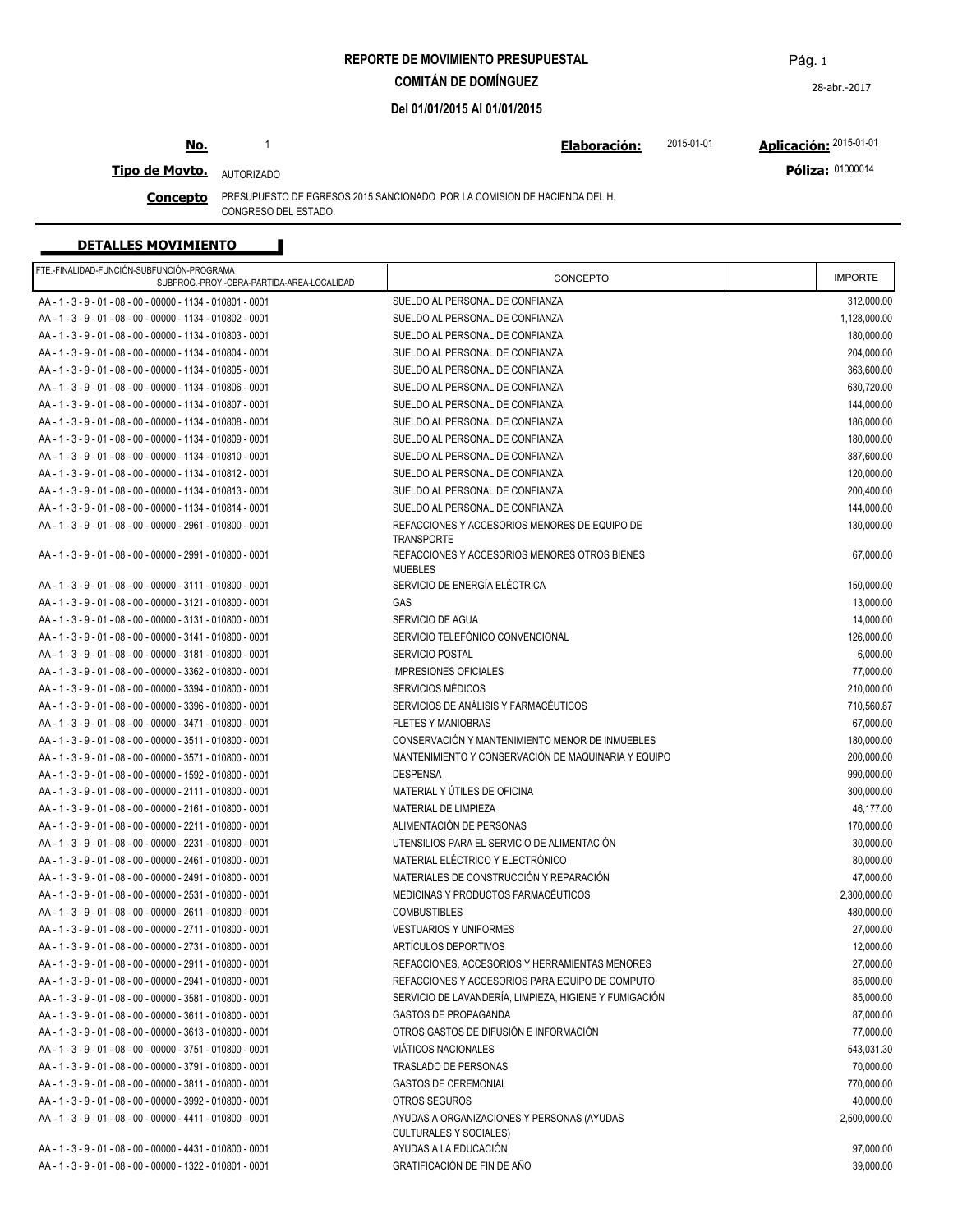**REPORTE DE MOVIMIENTO PRESUPUESTAL**

**COMITÁN DE DOMÍNGUEZ**

**Del 01/01/2015 Al 01/01/2015**

28-abr.-2017

**No.** 1 **Elaboración:** 2015-01-01 **Aplicación:** 2015-01-01

**Tipo de Movto.** AUTORIZADO **Póliza:** 01000014

**Concepto** PRESUPUESTO DE EGRESOS 2015 SANCIONADO POR LA COMISION DE HACIENDA DEL H. CONGRESO DEL ESTADO.

## DETALLES MOVIMIENTO

| FTE.-FINALIDAD-FUNCIÓN-SUBFUNCIÓN-PROGRAMA SUBPROG.-PROY.-OBRA-PARTIDA-AREA-LOCALIDAD | CONCEPTO | | IMPORTE |
|---|---|---|---|
| AA - 1 - 3 - 9 - 01 - 08 - 00 - 00000 - 1134 - 010801 - 0001 | SUELDO AL PERSONAL DE CONFIANZA | | 312,000.00 |
| AA - 1 - 3 - 9 - 01 - 08 - 00 - 00000 - 1134 - 010802 - 0001 | SUELDO AL PERSONAL DE CONFIANZA | | 1,128,000.00 |
| AA - 1 - 3 - 9 - 01 - 08 - 00 - 00000 - 1134 - 010803 - 0001 | SUELDO AL PERSONAL DE CONFIANZA | | 180,000.00 |
| AA - 1 - 3 - 9 - 01 - 08 - 00 - 00000 - 1134 - 010804 - 0001 | SUELDO AL PERSONAL DE CONFIANZA | | 204,000.00 |
| AA - 1 - 3 - 9 - 01 - 08 - 00 - 00000 - 1134 - 010805 - 0001 | SUELDO AL PERSONAL DE CONFIANZA | | 363,600.00 |
| AA - 1 - 3 - 9 - 01 - 08 - 00 - 00000 - 1134 - 010806 - 0001 | SUELDO AL PERSONAL DE CONFIANZA | | 630,720.00 |
| AA - 1 - 3 - 9 - 01 - 08 - 00 - 00000 - 1134 - 010807 - 0001 | SUELDO AL PERSONAL DE CONFIANZA | | 144,000.00 |
| AA - 1 - 3 - 9 - 01 - 08 - 00 - 00000 - 1134 - 010808 - 0001 | SUELDO AL PERSONAL DE CONFIANZA | | 186,000.00 |
| AA - 1 - 3 - 9 - 01 - 08 - 00 - 00000 - 1134 - 010809 - 0001 | SUELDO AL PERSONAL DE CONFIANZA | | 180,000.00 |
| AA - 1 - 3 - 9 - 01 - 08 - 00 - 00000 - 1134 - 010810 - 0001 | SUELDO AL PERSONAL DE CONFIANZA | | 387,600.00 |
| AA - 1 - 3 - 9 - 01 - 08 - 00 - 00000 - 1134 - 010812 - 0001 | SUELDO AL PERSONAL DE CONFIANZA | | 120,000.00 |
| AA - 1 - 3 - 9 - 01 - 08 - 00 - 00000 - 1134 - 010813 - 0001 | SUELDO AL PERSONAL DE CONFIANZA | | 200,400.00 |
| AA - 1 - 3 - 9 - 01 - 08 - 00 - 00000 - 1134 - 010814 - 0001 | SUELDO AL PERSONAL DE CONFIANZA | | 144,000.00 |
| AA - 1 - 3 - 9 - 01 - 08 - 00 - 00000 - 2961 - 010800 - 0001 | REFACCIONES Y ACCESORIOS MENORES DE EQUIPO DE TRANSPORTE | | 130,000.00 |
| AA - 1 - 3 - 9 - 01 - 08 - 00 - 00000 - 2991 - 010800 - 0001 | REFACCIONES Y ACCESORIOS MENORES OTROS BIENES MUEBLES | | 67,000.00 |
| AA - 1 - 3 - 9 - 01 - 08 - 00 - 00000 - 3111 - 010800 - 0001 | SERVICIO DE ENERGÍA ELÉCTRICA | | 150,000.00 |
| AA - 1 - 3 - 9 - 01 - 08 - 00 - 00000 - 3121 - 010800 - 0001 | GAS | | 13,000.00 |
| AA - 1 - 3 - 9 - 01 - 08 - 00 - 00000 - 3131 - 010800 - 0001 | SERVICIO DE AGUA | | 14,000.00 |
| AA - 1 - 3 - 9 - 01 - 08 - 00 - 00000 - 3141 - 010800 - 0001 | SERVICIO TELEFÓNICO CONVENCIONAL | | 126,000.00 |
| AA - 1 - 3 - 9 - 01 - 08 - 00 - 00000 - 3181 - 010800 - 0001 | SERVICIO POSTAL | | 6,000.00 |
| AA - 1 - 3 - 9 - 01 - 08 - 00 - 00000 - 3362 - 010800 - 0001 | IMPRESIONES OFICIALES | | 77,000.00 |
| AA - 1 - 3 - 9 - 01 - 08 - 00 - 00000 - 3394 - 010800 - 0001 | SERVICIOS MÉDICOS | | 210,000.00 |
| AA - 1 - 3 - 9 - 01 - 08 - 00 - 00000 - 3396 - 010800 - 0001 | SERVICIOS DE ANÁLISIS Y FARMACÉUTICOS | | 710,560.87 |
| AA - 1 - 3 - 9 - 01 - 08 - 00 - 00000 - 3471 - 010800 - 0001 | FLETES Y MANIOBRAS | | 67,000.00 |
| AA - 1 - 3 - 9 - 01 - 08 - 00 - 00000 - 3511 - 010800 - 0001 | CONSERVACIÓN Y MANTENIMIENTO MENOR DE INMUEBLES | | 180,000.00 |
| AA - 1 - 3 - 9 - 01 - 08 - 00 - 00000 - 3571 - 010800 - 0001 | MANTENIMIENTO Y CONSERVACIÓN DE MAQUINARIA Y EQUIPO | | 200,000.00 |
| AA - 1 - 3 - 9 - 01 - 08 - 00 - 00000 - 1592 - 010800 - 0001 | DESPENSA | | 990,000.00 |
| AA - 1 - 3 - 9 - 01 - 08 - 00 - 00000 - 2111 - 010800 - 0001 | MATERIAL Y ÚTILES DE OFICINA | | 300,000.00 |
| AA - 1 - 3 - 9 - 01 - 08 - 00 - 00000 - 2161 - 010800 - 0001 | MATERIAL DE LIMPIEZA | | 46,177.00 |
| AA - 1 - 3 - 9 - 01 - 08 - 00 - 00000 - 2211 - 010800 - 0001 | ALIMENTACIÓN DE PERSONAS | | 170,000.00 |
| AA - 1 - 3 - 9 - 01 - 08 - 00 - 00000 - 2231 - 010800 - 0001 | UTENSILIOS PARA EL SERVICIO DE ALIMENTACIÓN | | 30,000.00 |
| AA - 1 - 3 - 9 - 01 - 08 - 00 - 00000 - 2461 - 010800 - 0001 | MATERIAL ELÉCTRICO Y ELECTRÓNICO | | 80,000.00 |
| AA - 1 - 3 - 9 - 01 - 08 - 00 - 00000 - 2491 - 010800 - 0001 | MATERIALES DE CONSTRUCCIÓN Y REPARACIÓN | | 47,000.00 |
| AA - 1 - 3 - 9 - 01 - 08 - 00 - 00000 - 2531 - 010800 - 0001 | MEDICINAS Y PRODUCTOS FARMACÉUTICOS | | 2,300,000.00 |
| AA - 1 - 3 - 9 - 01 - 08 - 00 - 00000 - 2611 - 010800 - 0001 | COMBUSTIBLES | | 480,000.00 |
| AA - 1 - 3 - 9 - 01 - 08 - 00 - 00000 - 2711 - 010800 - 0001 | VESTUARIOS Y UNIFORMES | | 27,000.00 |
| AA - 1 - 3 - 9 - 01 - 08 - 00 - 00000 - 2731 - 010800 - 0001 | ARTÍCULOS DEPORTIVOS | | 12,000.00 |
| AA - 1 - 3 - 9 - 01 - 08 - 00 - 00000 - 2911 - 010800 - 0001 | REFACCIONES, ACCESORIOS Y HERRAMIENTAS MENORES | | 27,000.00 |
| AA - 1 - 3 - 9 - 01 - 08 - 00 - 00000 - 2941 - 010800 - 0001 | REFACCIONES Y ACCESORIOS PARA EQUIPO DE COMPUTO | | 85,000.00 |
| AA - 1 - 3 - 9 - 01 - 08 - 00 - 00000 - 3581 - 010800 - 0001 | SERVICIO DE LAVANDERÍA, LIMPIEZA, HIGIENE Y FUMIGACIÓN | | 85,000.00 |
| AA - 1 - 3 - 9 - 01 - 08 - 00 - 00000 - 3611 - 010800 - 0001 | GASTOS DE PROPAGANDA | | 87,000.00 |
| AA - 1 - 3 - 9 - 01 - 08 - 00 - 00000 - 3613 - 010800 - 0001 | OTROS GASTOS DE DIFUSIÓN E INFORMACIÓN | | 77,000.00 |
| AA - 1 - 3 - 9 - 01 - 08 - 00 - 00000 - 3751 - 010800 - 0001 | VIÁTICOS NACIONALES | | 543,031.30 |
| AA - 1 - 3 - 9 - 01 - 08 - 00 - 00000 - 3791 - 010800 - 0001 | TRASLADO DE PERSONAS | | 70,000.00 |
| AA - 1 - 3 - 9 - 01 - 08 - 00 - 00000 - 3811 - 010800 - 0001 | GASTOS DE CEREMONIAL | | 770,000.00 |
| AA - 1 - 3 - 9 - 01 - 08 - 00 - 00000 - 3992 - 010800 - 0001 | OTROS SEGUROS | | 40,000.00 |
| AA - 1 - 3 - 9 - 01 - 08 - 00 - 00000 - 4411 - 010800 - 0001 | AYUDAS A ORGANIZACIONES Y PERSONAS (AYUDAS CULTURALES Y SOCIALES) | | 2,500,000.00 |
| AA - 1 - 3 - 9 - 01 - 08 - 00 - 00000 - 4431 - 010800 - 0001 | AYUDAS A LA EDUCACIÓN | | 97,000.00 |
| AA - 1 - 3 - 9 - 01 - 08 - 00 - 00000 - 1322 - 010801 - 0001 | GRATIFICACIÓN DE FIN DE AÑO | | 39,000.00 |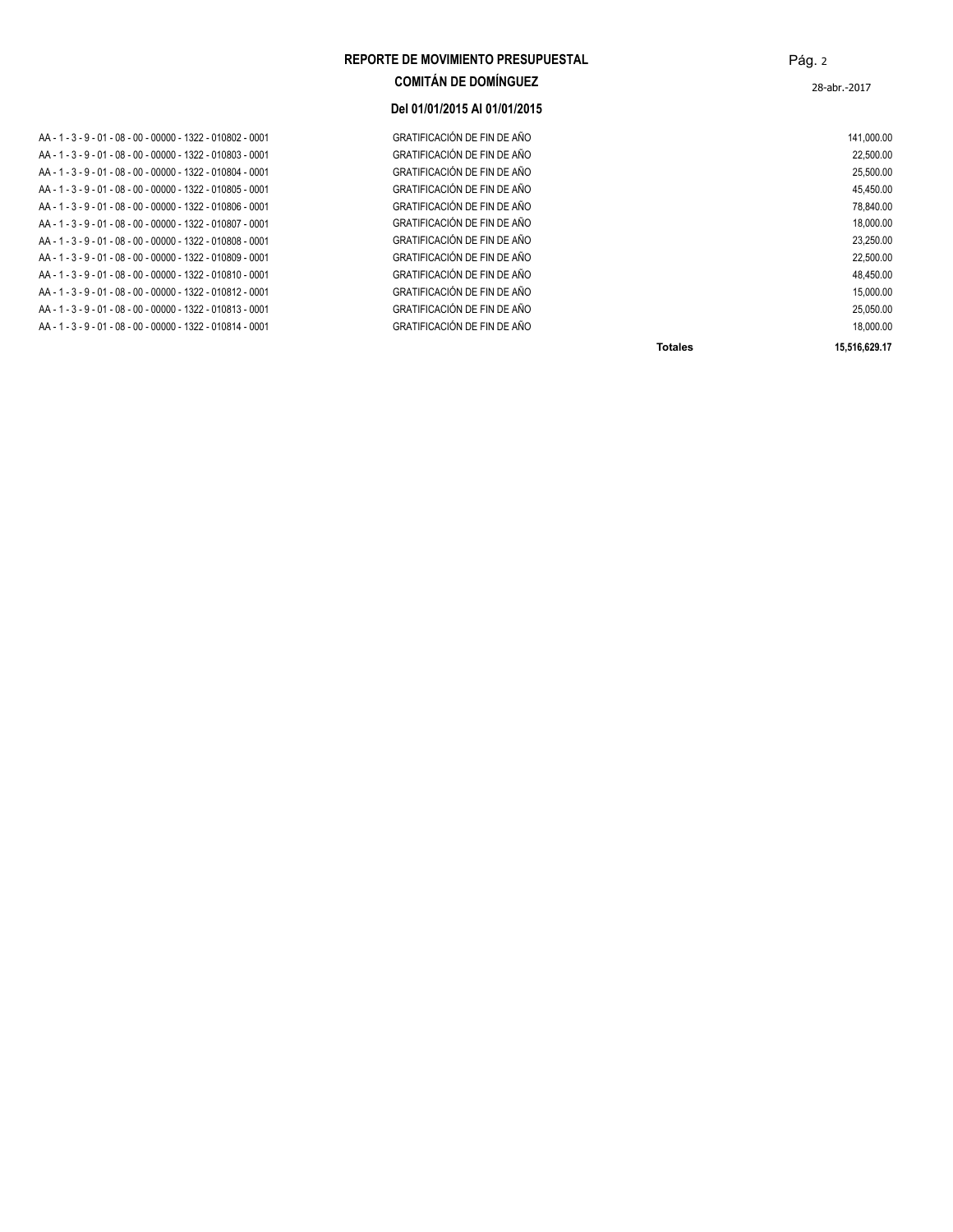**REPORTE DE MOVIMIENTO PRESUPUESTAL**

**COMITÁN DE DOMÍNGUEZ**

28-abr.-2017

**Del 01/01/2015 Al 01/01/2015**

| | | |
|---|---|---|
| AA - 1 - 3 - 9 - 01 - 08 - 00 - 00000 - 1322 - 010802 - 0001 | GRATIFICACIÓN DE FIN DE AÑO | 141,000.00 |
| AA - 1 - 3 - 9 - 01 - 08 - 00 - 00000 - 1322 - 010803 - 0001 | GRATIFICACIÓN DE FIN DE AÑO | 22,500.00 |
| AA - 1 - 3 - 9 - 01 - 08 - 00 - 00000 - 1322 - 010804 - 0001 | GRATIFICACIÓN DE FIN DE AÑO | 25,500.00 |
| AA - 1 - 3 - 9 - 01 - 08 - 00 - 00000 - 1322 - 010805 - 0001 | GRATIFICACIÓN DE FIN DE AÑO | 45,450.00 |
| AA - 1 - 3 - 9 - 01 - 08 - 00 - 00000 - 1322 - 010806 - 0001 | GRATIFICACIÓN DE FIN DE AÑO | 78,840.00 |
| AA - 1 - 3 - 9 - 01 - 08 - 00 - 00000 - 1322 - 010807 - 0001 | GRATIFICACIÓN DE FIN DE AÑO | 18,000.00 |
| AA - 1 - 3 - 9 - 01 - 08 - 00 - 00000 - 1322 - 010808 - 0001 | GRATIFICACIÓN DE FIN DE AÑO | 23,250.00 |
| AA - 1 - 3 - 9 - 01 - 08 - 00 - 00000 - 1322 - 010809 - 0001 | GRATIFICACIÓN DE FIN DE AÑO | 22,500.00 |
| AA - 1 - 3 - 9 - 01 - 08 - 00 - 00000 - 1322 - 010810 - 0001 | GRATIFICACIÓN DE FIN DE AÑO | 48,450.00 |
| AA - 1 - 3 - 9 - 01 - 08 - 00 - 00000 - 1322 - 010812 - 0001 | GRATIFICACIÓN DE FIN DE AÑO | 15,000.00 |
| AA - 1 - 3 - 9 - 01 - 08 - 00 - 00000 - 1322 - 010813 - 0001 | GRATIFICACIÓN DE FIN DE AÑO | 25,050.00 |
| AA - 1 - 3 - 9 - 01 - 08 - 00 - 00000 - 1322 - 010814 - 0001 | GRATIFICACIÓN DE FIN DE AÑO | 18,000.00 |
| | **Totales** | **15,516,629.17** |